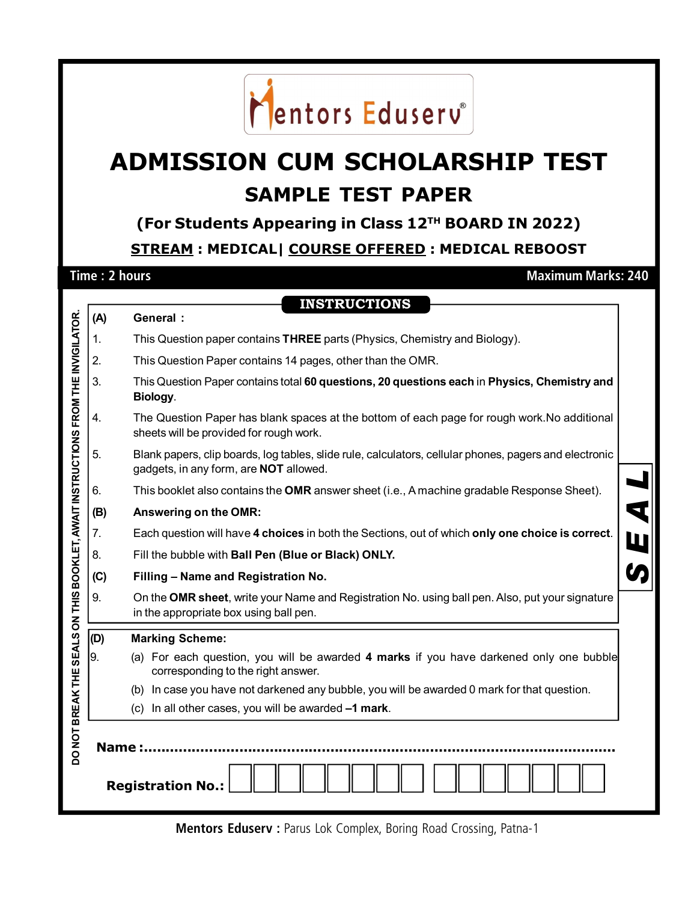Mentors Eduserv®

# ADMISSION CUM SCHOLARSHIP TEST

## SAMPLE TEST PAPER

### (For Students Appearing in Class 12TH BOARD IN 2022)

**STREAM : MEDICAL| COURSE OFFERED : MEDICAL REBOOST**

**Time : 2 hours** | **Maximum Marks: 240**

DO NOT BREAK THE SEALS ON THIS BOOKLET, AWAIT INSTRUCTIONS FROM THE INVIGILATOR.

SEAL

## INSTRUCTIONS

**(A) General :**

1. This Question paper contains **THREE** parts (Physics, Chemistry and Biology).
2. This Question Paper contains 14 pages, other than the OMR.
3. This Question Paper contains total **60 questions, 20 questions each** in **Physics, Chemistry and Biology**.
4. The Question Paper has blank spaces at the bottom of each page for rough work.No additional sheets will be provided for rough work.
5. Blank papers, clip boards, log tables, slide rule, calculators, cellular phones, pagers and electronic gadgets, in any form, are **NOT** allowed.
6. This booklet also contains the **OMR** answer sheet (i.e., A machine gradable Response Sheet).

**(B) Answering on the OMR:**

7. Each question will have **4 choices** in both the Sections, out of which **only one choice is correct**.
8. Fill the bubble with **Ball Pen (Blue or Black) ONLY.**

**(C) Filling – Name and Registration No.**

9. On the **OMR sheet**, write your Name and Registration No. using ball pen. Also, put your signature in the appropriate box using ball pen.

**(D) Marking Scheme:**

9. (a) For each question, you will be awarded **4 marks** if you have darkened only one bubble corresponding to the right answer.
   (b) In case you have not darkened any bubble, you will be awarded 0 mark for that question.
   (c) In all other cases, you will be awarded **–1 mark**.

**Name :**.................................................................................................................

**Registration No.:** | | | | | | | | | | | | | | | |

**Mentors Eduserv :** Parus Lok Complex, Boring Road Crossing, Patna-1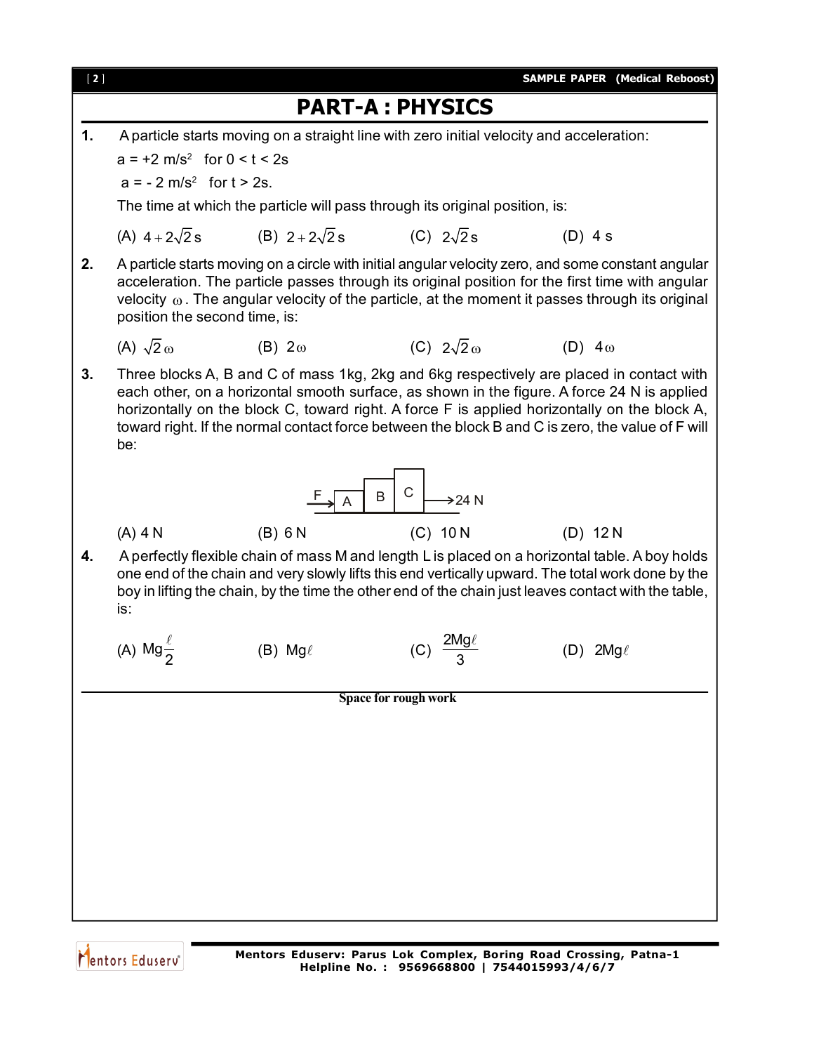# PART-A : PHYSICS

**1.** A particle starts moving on a straight line with zero initial velocity and acceleration:

$a = +2\ m/s^2$ for $0 < t < 2s$

$a = -2\ m/s^2$ for $t > 2s$.

The time at which the particle will pass through its original position, is:

(A) $4+2\sqrt{2}$ s (B) $2+2\sqrt{2}$ s (C) $2\sqrt{2}$ s (D) 4 s

**2.** A particle starts moving on a circle with initial angular velocity zero, and some constant angular acceleration. The particle passes through its original position for the first time with angular velocity $\omega$. The angular velocity of the particle, at the moment it passes through its original position the second time, is:

(A) $\sqrt{2}\,\omega$ (B) $2\omega$ (C) $2\sqrt{2}\,\omega$ (D) $4\omega$

**3.** Three blocks A, B and C of mass 1kg, 2kg and 6kg respectively are placed in contact with each other, on a horizontal smooth surface, as shown in the figure. A force 24 N is applied horizontally on the block C, toward right. A force F is applied horizontally on the block A, toward right. If the normal contact force between the block B and C is zero, the value of F will be:

F → [A][B][C] → 24 N

(A) 4 N (B) 6 N (C) 10 N (D) 12 N

**4.** A perfectly flexible chain of mass M and length L is placed on a horizontal table. A boy holds one end of the chain and very slowly lifts this end vertically upward. The total work done by the boy in lifting the chain, by the time the other end of the chain just leaves contact with the table, is:

(A) $Mg\frac{\ell}{2}$ (B) $Mg\ell$ (C) $\frac{2Mg\ell}{3}$ (D) $2Mg\ell$

Space for rough work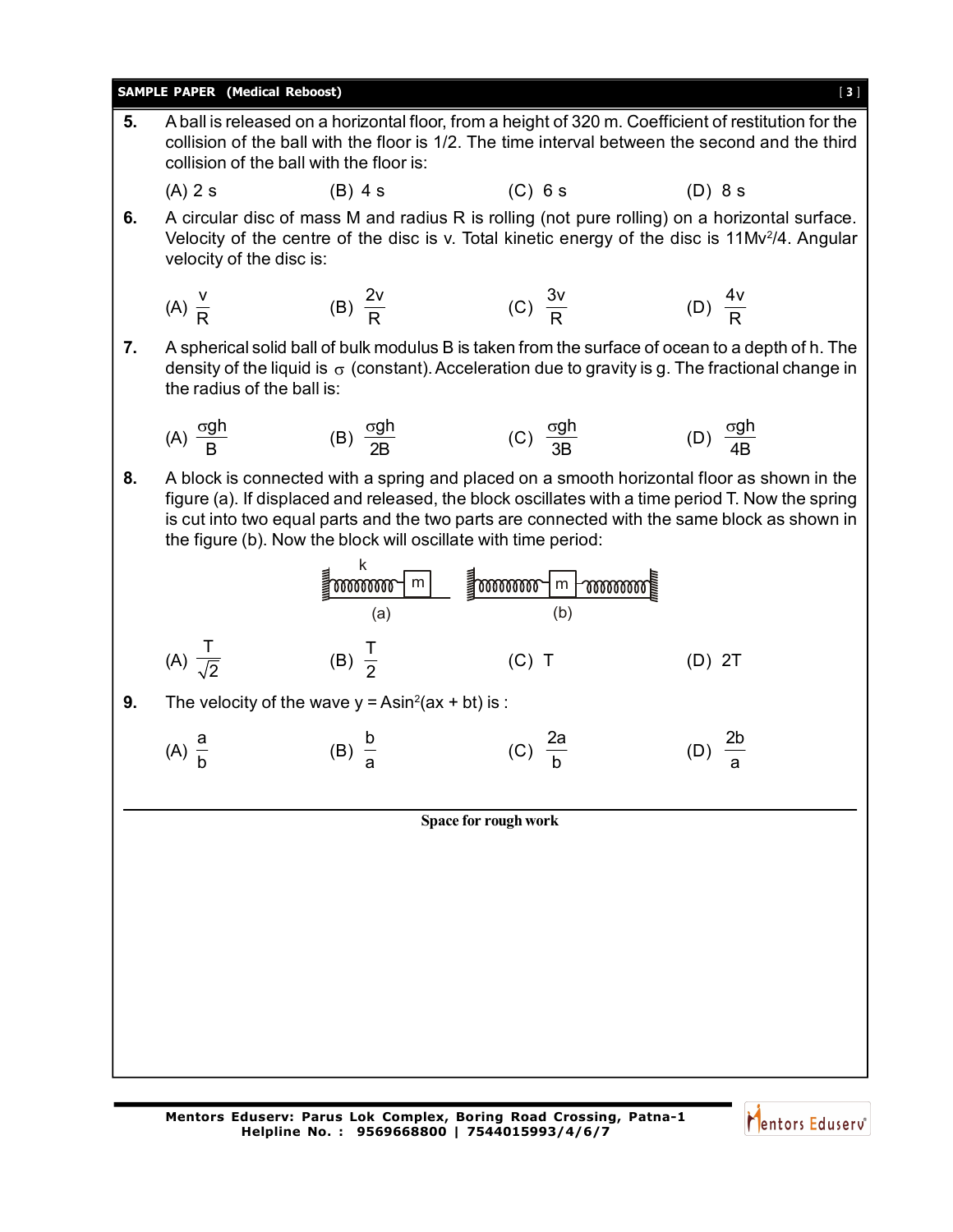5. A ball is released on a horizontal floor, from a height of 320 m. Coefficient of restitution for the collision of the ball with the floor is 1/2. The time interval between the second and the third collision of the ball with the floor is:

(A) 2 s (B) 4 s (C) 6 s (D) 8 s

6. A circular disc of mass M and radius R is rolling (not pure rolling) on a horizontal surface. Velocity of the centre of the disc is v. Total kinetic energy of the disc is $11Mv^2/4$. Angular velocity of the disc is:

(A) $\frac{v}{R}$ (B) $\frac{2v}{R}$ (C) $\frac{3v}{R}$ (D) $\frac{4v}{R}$

7. A spherical solid ball of bulk modulus B is taken from the surface of ocean to a depth of h. The density of the liquid is $\sigma$ (constant). Acceleration due to gravity is g. The fractional change in the radius of the ball is:

(A) $\frac{\sigma gh}{B}$ (B) $\frac{\sigma gh}{2B}$ (C) $\frac{\sigma gh}{3B}$ (D) $\frac{\sigma gh}{4B}$

8. A block is connected with a spring and placed on a smooth horizontal floor as shown in the figure (a). If displaced and released, the block oscillates with a time period T. Now the spring is cut into two equal parts and the two parts are connected with the same block as shown in the figure (b). Now the block will oscillate with time period:

(a) (b)

(A) $\frac{T}{\sqrt{2}}$ (B) $\frac{T}{2}$ (C) T (D) 2T

9. The velocity of the wave $y = A\sin^2(ax + bt)$ is :

(A) $\frac{a}{b}$ (B) $\frac{b}{a}$ (C) $\frac{2a}{b}$ (D) $\frac{2b}{a}$

**Space for rough work**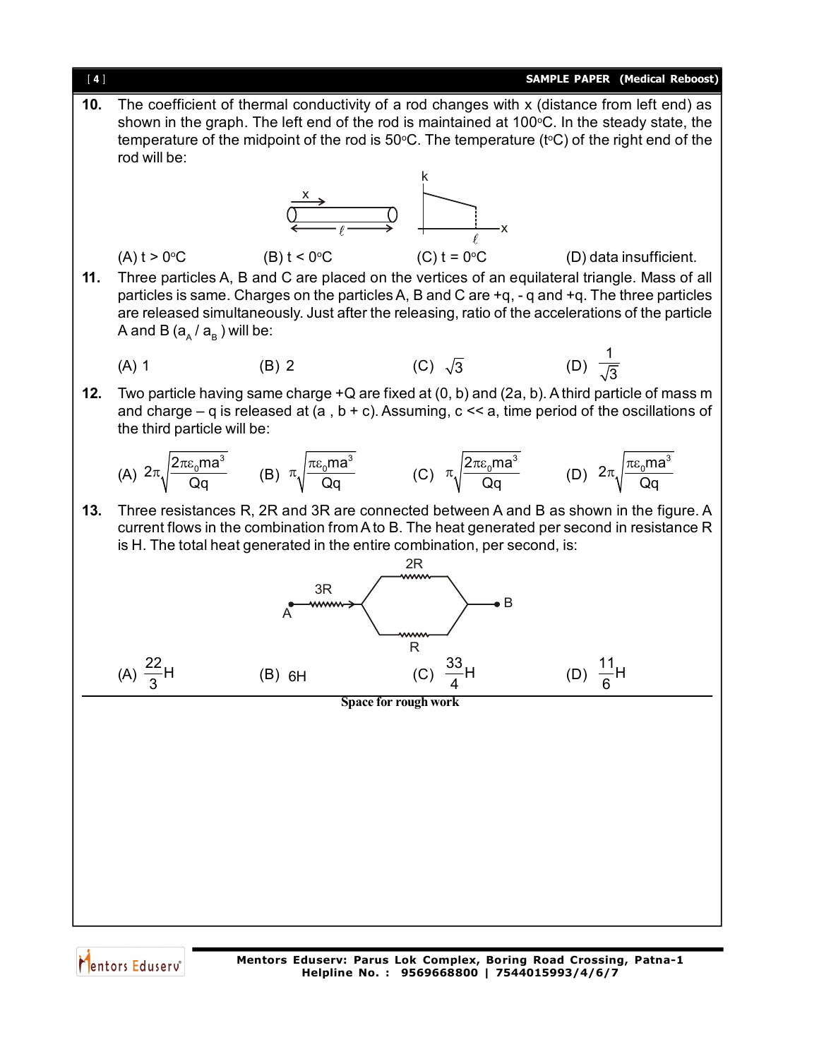**10.** The coefficient of thermal conductivity of a rod changes with x (distance from left end) as shown in the graph. The left end of the rod is maintained at 100°C. In the steady state, the temperature of the midpoint of the rod is 50°C. The temperature (t°C) of the right end of the rod will be:

(A) t > 0°C (B) t < 0°C (C) t = 0°C (D) data insufficient.

**11.** Three particles A, B and C are placed on the vertices of an equilateral triangle. Mass of all particles is same. Charges on the particles A, B and C are +q, - q and +q. The three particles are released simultaneously. Just after the releasing, ratio of the accelerations of the particle A and B ($a_A$ / $a_B$) will be:

(A) 1 (B) 2 (C) $\sqrt{3}$ (D) $\frac{1}{\sqrt{3}}$

**12.** Two particle having same charge +Q are fixed at (0, b) and (2a, b). A third particle of mass m and charge – q is released at (a , b + c). Assuming, c << a, time period of the oscillations of the third particle will be:

(A) $2\pi\sqrt{\frac{2\pi\varepsilon_0 ma^3}{Qq}}$ (B) $\pi\sqrt{\frac{\pi\varepsilon_0 ma^3}{Qq}}$ (C) $\pi\sqrt{\frac{2\pi\varepsilon_0 ma^3}{Qq}}$ (D) $2\pi\sqrt{\frac{\pi\varepsilon_0 ma^3}{Qq}}$

**13.** Three resistances R, 2R and 3R are connected between A and B as shown in the figure. A current flows in the combination from A to B. The heat generated per second in resistance R is H. The total heat generated in the entire combination, per second, is:

(A) $\frac{22}{3}$H (B) 6H (C) $\frac{33}{4}$H (D) $\frac{11}{6}$H

Space for rough work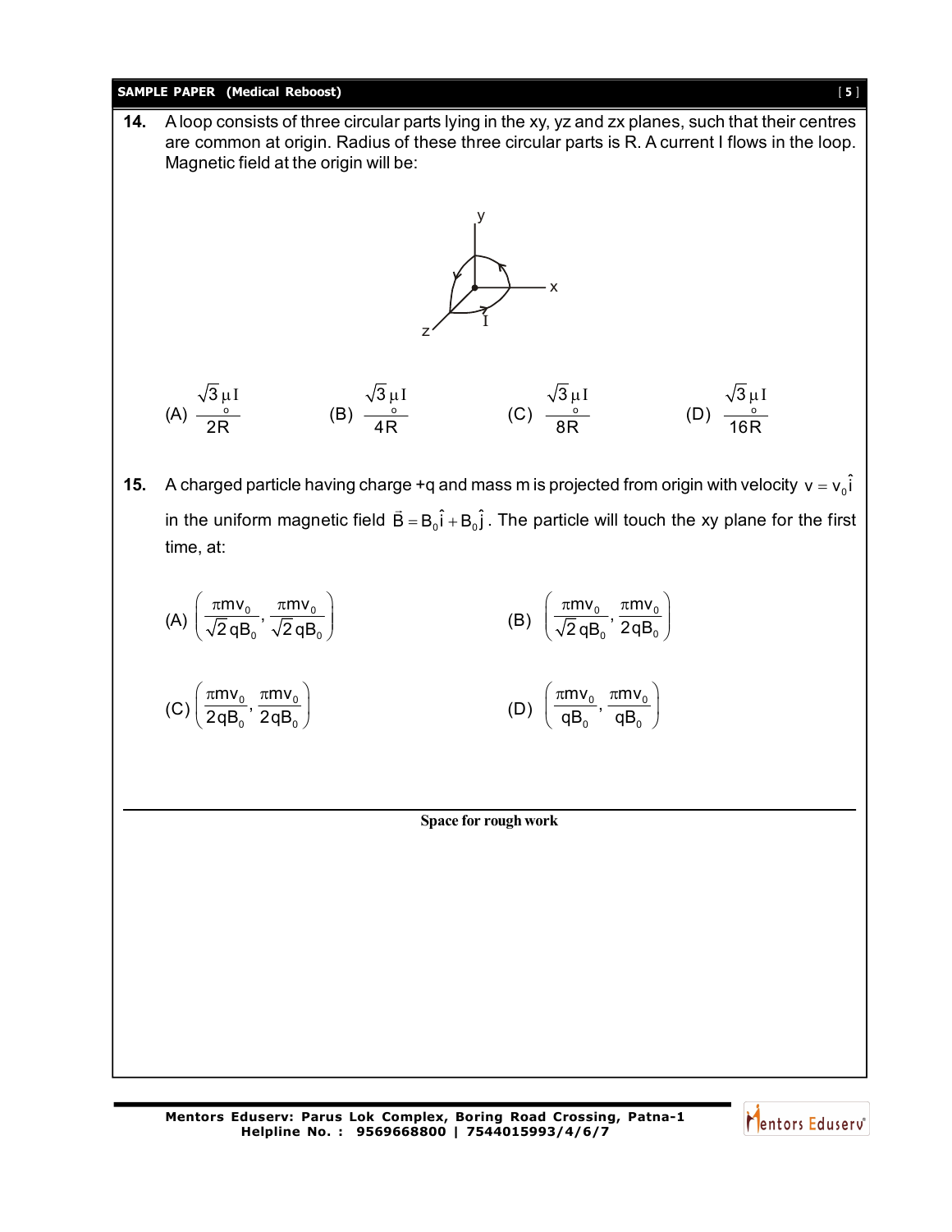**14.** A loop consists of three circular parts lying in the xy, yz and zx planes, such that their centres are common at origin. Radius of these three circular parts is R. A current I flows in the loop. Magnetic field at the origin will be:

(A) $\frac{\sqrt{3}\mu_0 I}{2R}$  (B) $\frac{\sqrt{3}\mu_0 I}{4R}$  (C) $\frac{\sqrt{3}\mu_0 I}{8R}$  (D) $\frac{\sqrt{3}\mu_0 I}{16R}$

**15.** A charged particle having charge +q and mass m is projected from origin with velocity $v = v_0\hat{i}$ in the uniform magnetic field $\vec{B} = B_0\hat{i} + B_0\hat{j}$. The particle will touch the xy plane for the first time, at:

(A) $\left(\frac{\pi m v_0}{\sqrt{2}\,qB_0}, \frac{\pi m v_0}{\sqrt{2}\,qB_0}\right)$  (B) $\left(\frac{\pi m v_0}{\sqrt{2}\,qB_0}, \frac{\pi m v_0}{2qB_0}\right)$

(C) $\left(\frac{\pi m v_0}{2qB_0}, \frac{\pi m v_0}{2qB_0}\right)$  (D) $\left(\frac{\pi m v_0}{qB_0}, \frac{\pi m v_0}{qB_0}\right)$

**Space for rough work**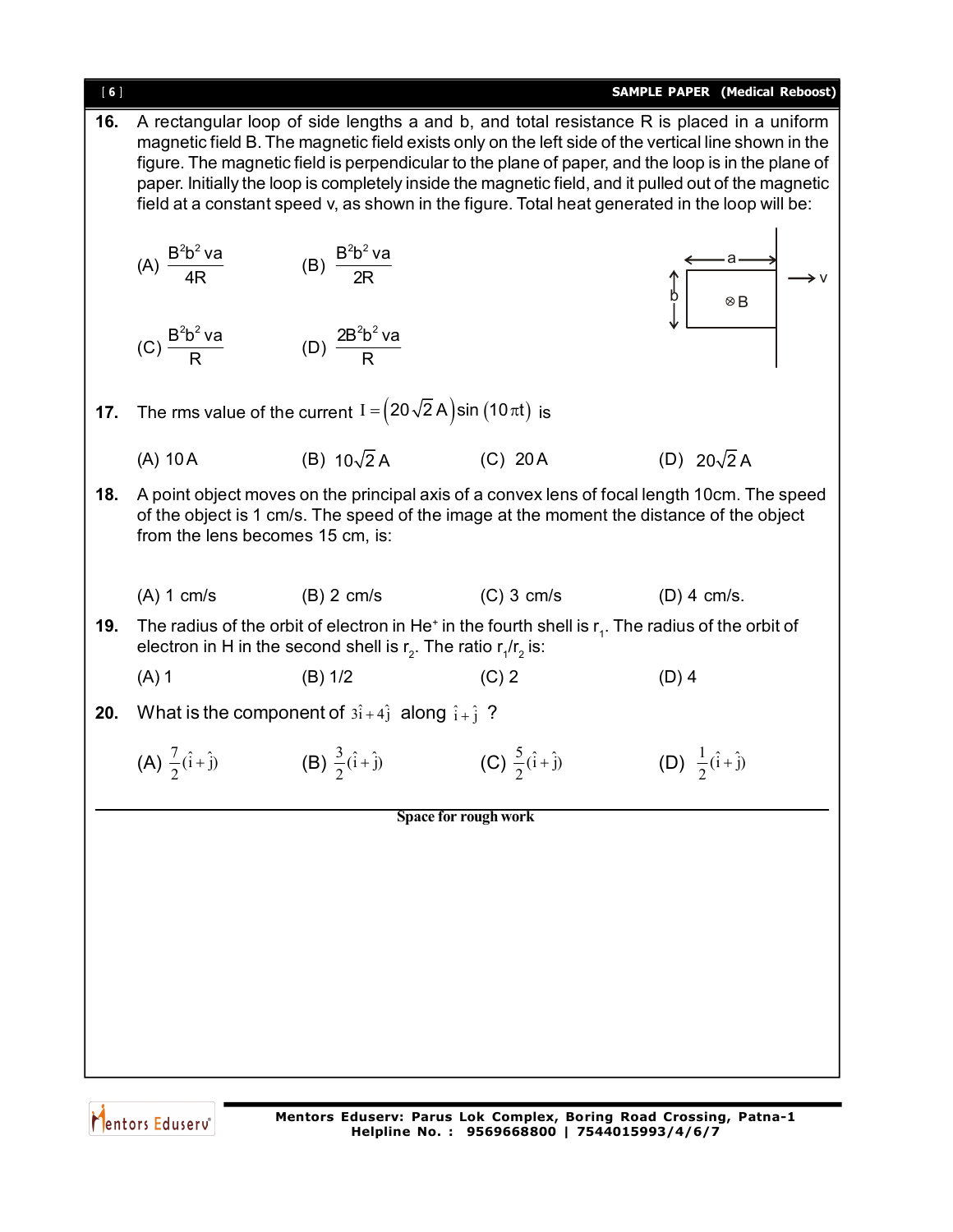**16.** A rectangular loop of side lengths a and b, and total resistance R is placed in a uniform magnetic field B. The magnetic field exists only on the left side of the vertical line shown in the figure. The magnetic field is perpendicular to the plane of paper, and the loop is in the plane of paper. Initially the loop is completely inside the magnetic field, and it pulled out of the magnetic field at a constant speed v, as shown in the figure. Total heat generated in the loop will be:

(A) $\frac{B^2b^2va}{4R}$ (B) $\frac{B^2b^2va}{2R}$

(C) $\frac{B^2b^2va}{R}$ (D) $\frac{2B^2b^2va}{R}$

**17.** The rms value of the current $I = \left(20\sqrt{2}\,A\right)\sin\left(10\pi t\right)$ is

(A) 10 A (B) $10\sqrt{2}$ A (C) 20 A (D) $20\sqrt{2}$ A

**18.** A point object moves on the principal axis of a convex lens of focal length 10cm. The speed of the object is 1 cm/s. The speed of the image at the moment the distance of the object from the lens becomes 15 cm, is:

(A) 1 cm/s (B) 2 cm/s (C) 3 cm/s (D) 4 cm/s.

**19.** The radius of the orbit of electron in $He^+$ in the fourth shell is $r_1$. The radius of the orbit of electron in H in the second shell is $r_2$. The ratio $r_1/r_2$ is:

(A) 1 (B) 1/2 (C) 2 (D) 4

**20.** What is the component of $3\hat{i}+4\hat{j}$ along $\hat{i}+\hat{j}$ ?

(A) $\frac{7}{2}(\hat{i}+\hat{j})$ (B) $\frac{3}{2}(\hat{i}+\hat{j})$ (C) $\frac{5}{2}(\hat{i}+\hat{j})$ (D) $\frac{1}{2}(\hat{i}+\hat{j})$

**Space for rough work**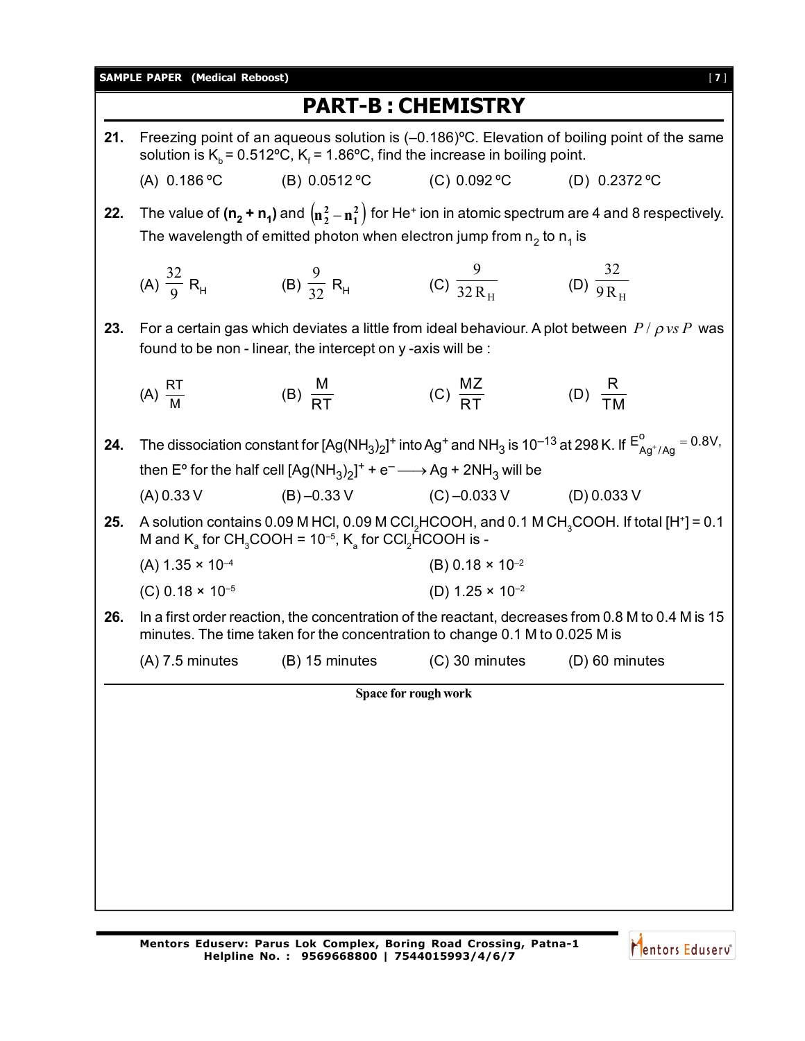# PART-B : CHEMISTRY

**21.** Freezing point of an aqueous solution is (–0.186)ºC. Elevation of boiling point of the same solution is $K_b = 0.512$ºC, $K_f = 1.86$ºC, find the increase in boiling point.

(A) 0.186 ºC (B) 0.0512 ºC (C) 0.092 ºC (D) 0.2372 ºC

**22.** The value of $(n_2 + n_1)$ and $\left(n_2^2 - n_1^2\right)$ for $He^+$ ion in atomic spectrum are 4 and 8 respectively. The wavelength of emitted photon when electron jump from $n_2$ to $n_1$ is

(A) $\frac{32}{9} R_H$ (B) $\frac{9}{32} R_H$ (C) $\frac{9}{32 R_H}$ (D) $\frac{32}{9 R_H}$

**23.** For a certain gas which deviates a little from ideal behaviour. A plot between $P/\rho$ vs $P$ was found to be non - linear, the intercept on y -axis will be :

(A) $\frac{RT}{M}$ (B) $\frac{M}{RT}$ (C) $\frac{MZ}{RT}$ (D) $\frac{R}{TM}$

**24.** The dissociation constant for $[Ag(NH_3)_2]^+$ into $Ag^+$ and $NH_3$ is $10^{-13}$ at 298 K. If $E^o_{Ag^+/Ag} = 0.8V$, then E° for the half cell $[Ag(NH_3)_2]^+ + e^- \longrightarrow Ag + 2NH_3$ will be

(A) 0.33 V (B) –0.33 V (C) –0.033 V (D) 0.033 V

**25.** A solution contains 0.09 M HCl, 0.09 M $CCl_2HCOOH$, and 0.1 M $CH_3COOH$. If total $[H^+] = 0.1$ M and $K_a$ for $CH_3COOH = 10^{-5}$, $K_a$ for $CCl_2HCOOH$ is -

(A) $1.35 \times 10^{-4}$

(B) $0.18 \times 10^{-2}$

(C) $0.18 \times 10^{-5}$

(D) $1.25 \times 10^{-2}$

**26.** In a first order reaction, the concentration of the reactant, decreases from 0.8 M to 0.4 M is 15 minutes. The time taken for the concentration to change 0.1 M to 0.025 M is

(A) 7.5 minutes (B) 15 minutes (C) 30 minutes (D) 60 minutes

Space for rough work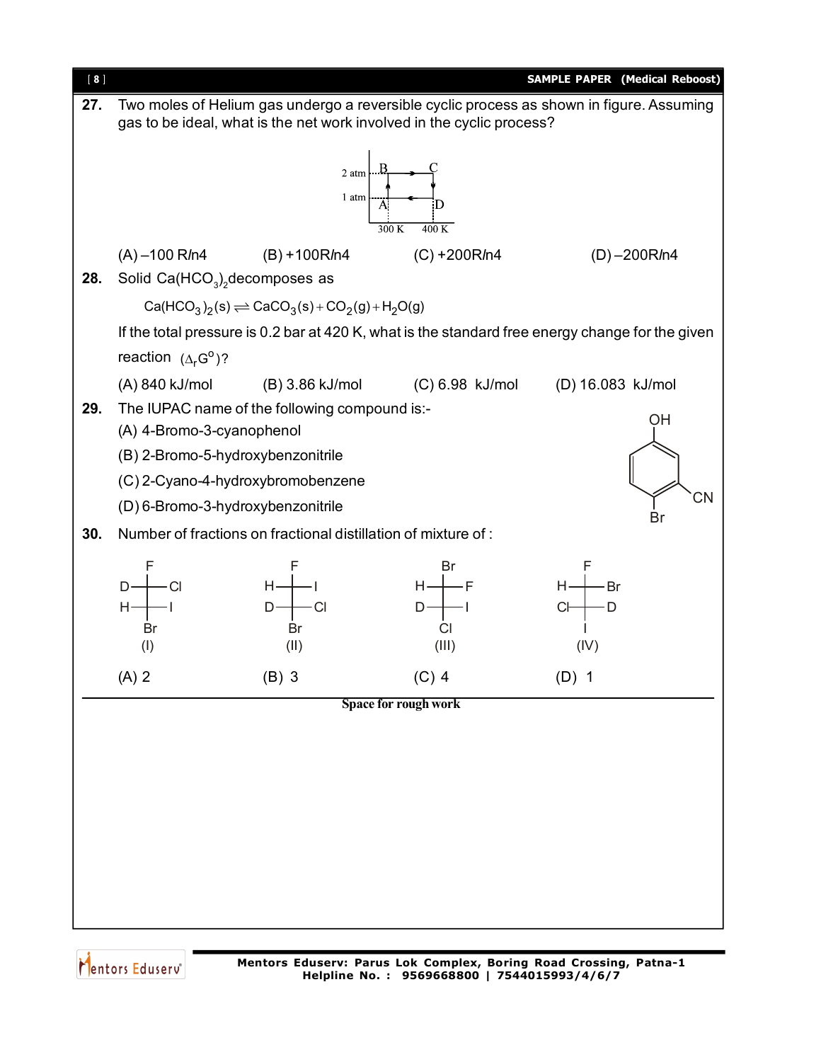**27.** Two moles of Helium gas undergo a reversible cyclic process as shown in figure. Assuming gas to be ideal, what is the net work involved in the cyclic process?

(A) –100 R*ln*4 (B) +100R*ln*4 (C) +200R*ln*4 (D) –200R*ln*4

**28.** Solid $Ca(HCO_3)_2$ decomposes as

$$Ca(HCO_3)_2(s) \rightleftharpoons CaCO_3(s) + CO_2(g) + H_2O(g)$$

If the total pressure is 0.2 bar at 420 K, what is the standard free energy change for the given reaction $(\Delta_r G^o)$?

(A) 840 kJ/mol (B) 3.86 kJ/mol (C) 6.98 kJ/mol (D) 16.083 kJ/mol

**29.** The IUPAC name of the following compound is:-

(A) 4-Bromo-3-cyanophenol

(B) 2-Bromo-5-hydroxybenzonitrile

(C) 2-Cyano-4-hydroxybromobenzene

(D) 6-Bromo-3-hydroxybenzonitrile

**30.** Number of fractions on fractional distillation of mixture of :

(I) (II) (III) (IV)

(A) 2 (B) 3 (C) 4 (D) 1

**Space for rough work**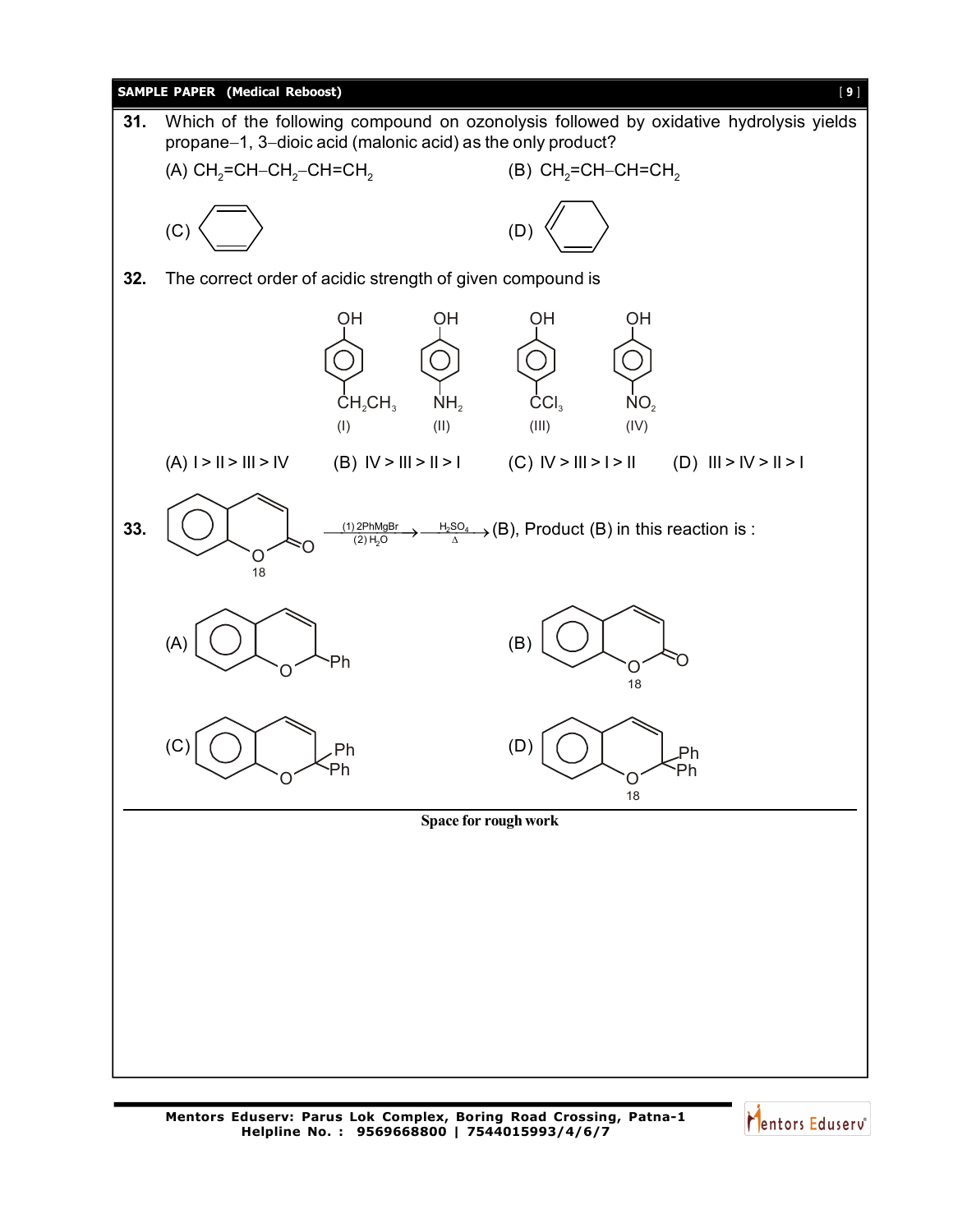**31.** Which of the following compound on ozonolysis followed by oxidative hydrolysis yields propane–1, 3–dioic acid (malonic acid) as the only product?

(A) $CH_2=CH-CH_2-CH=CH_2$

(B) $CH_2=CH-CH=CH_2$

(C) [cyclohexa-1,4-diene structure]

(D) [cyclohexa-1,3-diene structure]

**32.** The correct order of acidic strength of given compound is

| OH | OH | OH | OH |
|---|---|---|---|
| $CH_2CH_3$ | $NH_2$ | $CCl_3$ | $NO_2$ |
| (I) | (II) | (III) | (IV) |

(A) I > II > III > IV

(B) IV > III > II > I

(C) IV > III > I > II

(D) III > IV > II > I

**33.** [Coumarin with ring O labelled 18] $\xrightarrow[(2)\ H_2O]{(1)\ 2PhMgBr}$ $\xrightarrow[\Delta]{H_2SO_4}$ (B), Product (B) in this reaction is :

(A) [2-phenyl-2H-chromene]

(B) [coumarin with ring O labelled 18]

(C) [2,2-diphenyl-2H-chromene]

(D) [2,2-diphenyl-2H-chromene with ring O labelled 18]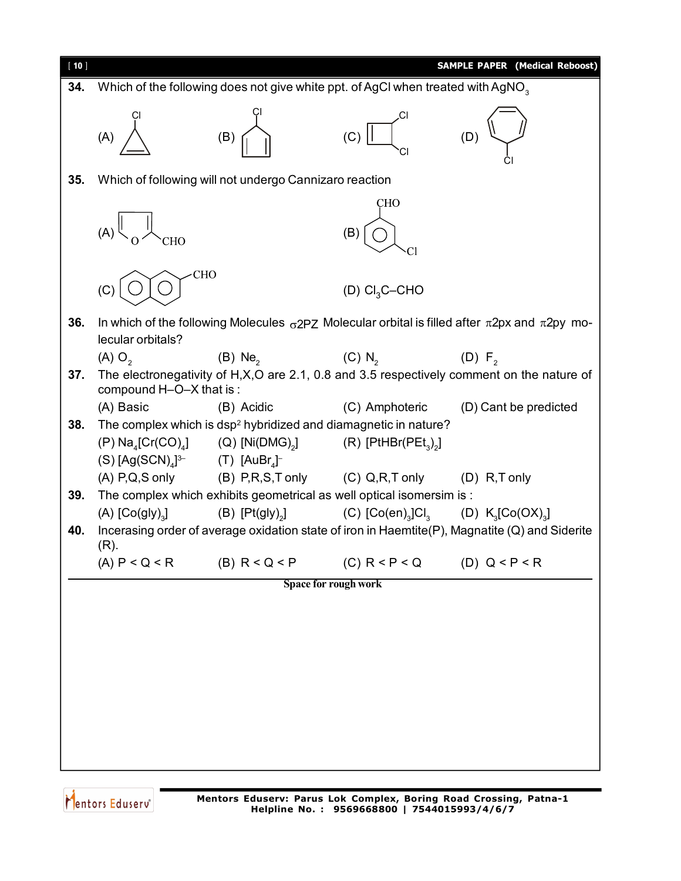**34.** Which of the following does not give white ppt. of AgCl when treated with $AgNO_3$

(A) 3-chlorocyclopropene (B) 5-chlorocyclopentadiene (C) 3,4-dichlorocyclobutene (D) 7-chlorocycloheptatriene

**35.** Which of following will not undergo Cannizaro reaction

(A) furan-2-carbaldehyde (furfural) (B) 3-chlorobenzaldehyde

(C) naphthalene-2-carbaldehyde (D) $Cl_3C$–CHO

**36.** In which of the following Molecules $\sigma 2P_Z$ Molecular orbital is filled after $\pi 2p_x$ and $\pi 2p_y$ molecular orbitals?

(A) $O_2$ (B) $Ne_2$ (C) $N_2$ (D) $F_2$

**37.** The electronegativity of H,X,O are 2.1, 0.8 and 3.5 respectively comment on the nature of compound H–O–X that is :

(A) Basic (B) Acidic (C) Amphoteric (D) Cant be predicted

**38.** The complex which is $dsp^2$ hybridized and diamagnetic in nature?

(P) $Na_4[Cr(CO)_4]$ (Q) $[Ni(DMG)_2]$ (R) $[PtHBr(PEt_3)_2]$

(S) $[Ag(SCN)_4]^{3-}$ (T) $[AuBr_4]^-$

(A) P,Q,S only (B) P,R,S,T only (C) Q,R,T only (D) R,T only

**39.** The complex which exhibits geometrical as well optical isomersim is :

(A) $[Co(gly)_3]$ (B) $[Pt(gly)_2]$ (C) $[Co(en)_3]Cl_3$ (D) $K_3[Co(OX)_3]$

**40.** Incerasing order of average oxidation state of iron in Haemtite(P), Magnatite (Q) and Siderite (R).

(A) P < Q < R (B) R < Q < P (C) R < P < Q (D) Q < P < R

Space for rough work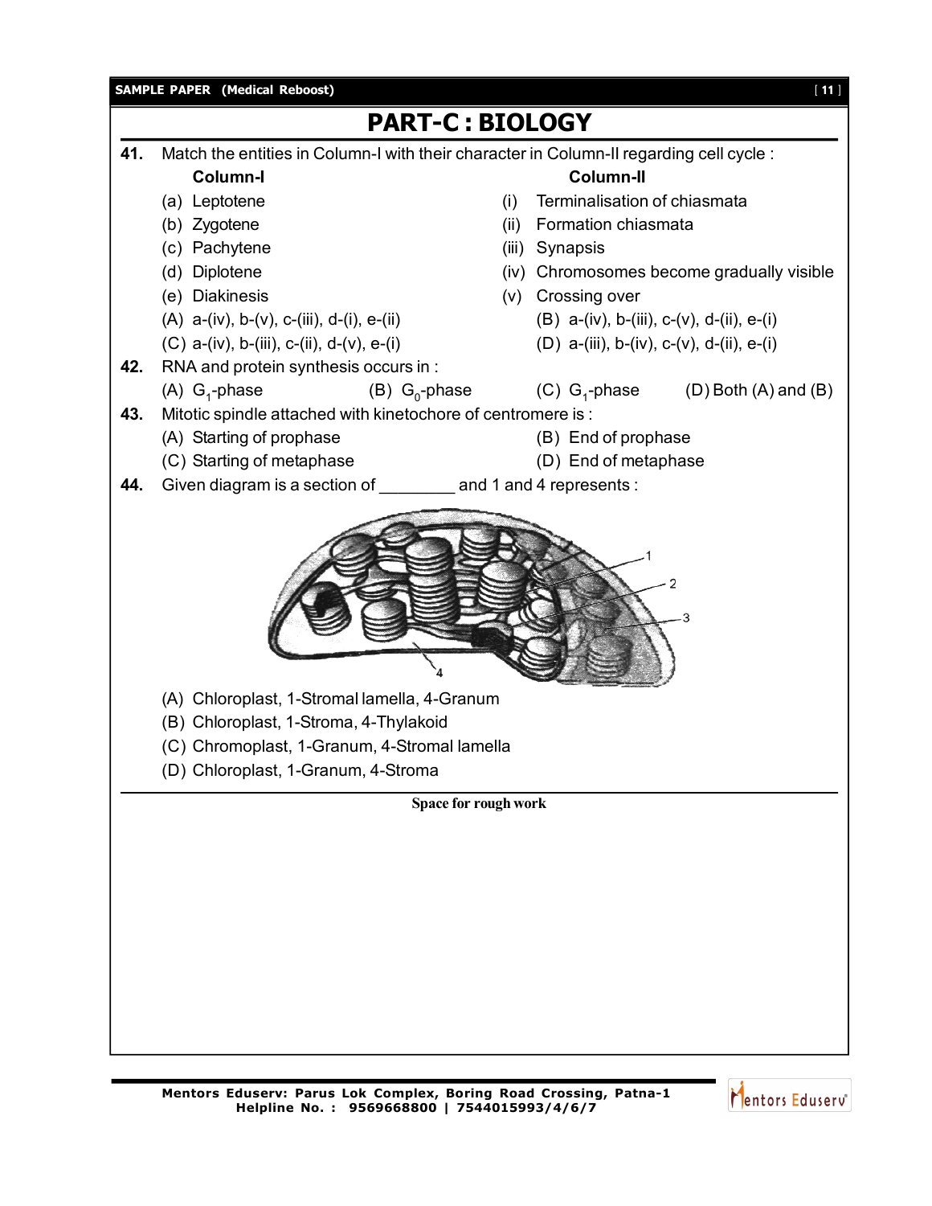# PART-C : BIOLOGY

**41.** Match the entities in Column-I with their character in Column-II regarding cell cycle :

| Column-I | Column-II |
|---|---|
| (a) Leptotene | (i) Terminalisation of chiasmata |
| (b) Zygotene | (ii) Formation chiasmata |
| (c) Pachytene | (iii) Synapsis |
| (d) Diplotene | (iv) Chromosomes become gradually visible |
| (e) Diakinesis | (v) Crossing over |

(A) a-(iv), b-(v), c-(iii), d-(i), e-(ii)
(B) a-(iv), b-(iii), c-(v), d-(ii), e-(i)
(C) a-(iv), b-(iii), c-(ii), d-(v), e-(i)
(D) a-(iii), b-(iv), c-(v), d-(ii), e-(i)

**42.** RNA and protein synthesis occurs in :

(A) $G_1$-phase (B) $G_0$-phase (C) $G_1$-phase (D) Both (A) and (B)

**43.** Mitotic spindle attached with kinetochore of centromere is :

(A) Starting of prophase
(B) End of prophase
(C) Starting of metaphase
(D) End of metaphase

**44.** Given diagram is a section of ________ and 1 and 4 represents :

(A) Chloroplast, 1-Stromal lamella, 4-Granum
(B) Chloroplast, 1-Stroma, 4-Thylakoid
(C) Chromoplast, 1-Granum, 4-Stromal lamella
(D) Chloroplast, 1-Granum, 4-Stroma

Space for rough work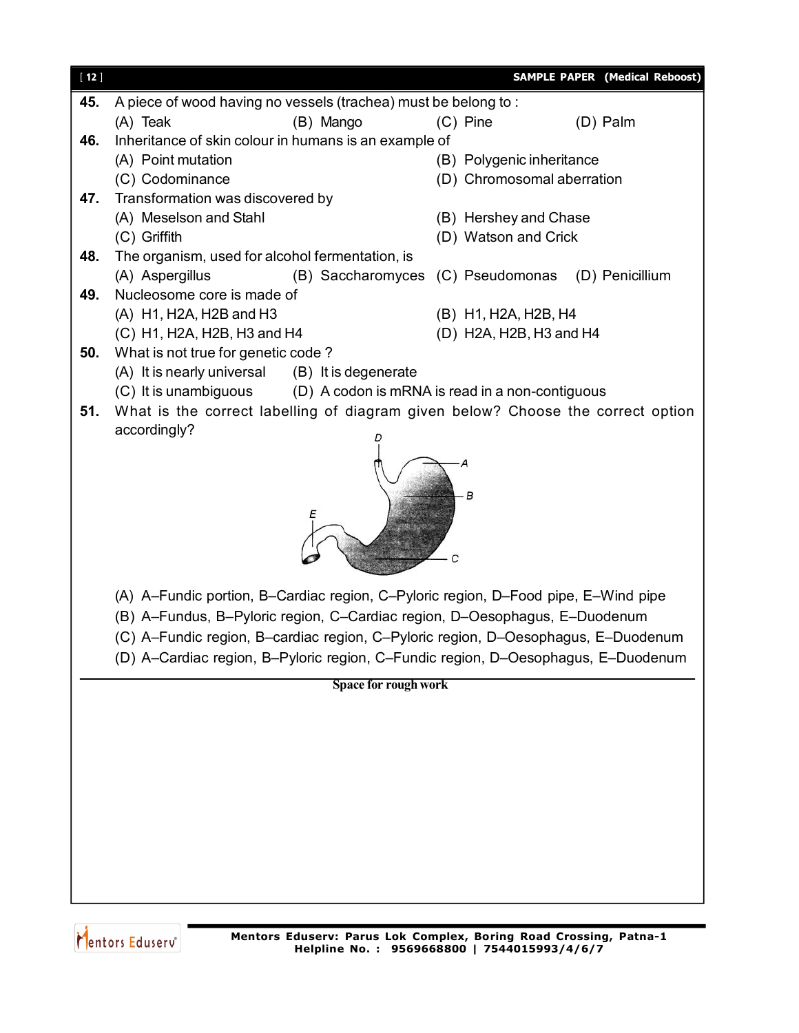**45.** A piece of wood having no vessels (trachea) must be belong to :

(A) Teak (B) Mango (C) Pine (D) Palm

**46.** Inheritance of skin colour in humans is an example of

(A) Point mutation (B) Polygenic inheritance

(C) Codominance (D) Chromosomal aberration

**47.** Transformation was discovered by

(A) Meselson and Stahl (B) Hershey and Chase

(C) Griffith (D) Watson and Crick

**48.** The organism, used for alcohol fermentation, is

(A) Aspergillus (B) Saccharomyces (C) Pseudomonas (D) Penicillium

**49.** Nucleosome core is made of

(A) H1, H2A, H2B and H3 (B) H1, H2A, H2B, H4

(C) H1, H2A, H2B, H3 and H4 (D) H2A, H2B, H3 and H4

**50.** What is not true for genetic code ?

(A) It is nearly universal (B) It is degenerate

(C) It is unambiguous (D) A codon is mRNA is read in a non-contiguous

**51.** What is the correct labelling of diagram given below? Choose the correct option accordingly?

(A) A–Fundic portion, B–Cardiac region, C–Pyloric region, D–Food pipe, E–Wind pipe

(B) A–Fundus, B–Pyloric region, C–Cardiac region, D–Oesophagus, E–Duodenum

(C) A–Fundic region, B–cardiac region, C–Pyloric region, D–Oesophagus, E–Duodenum

(D) A–Cardiac region, B–Pyloric region, C–Fundic region, D–Oesophagus, E–Duodenum

Space for rough work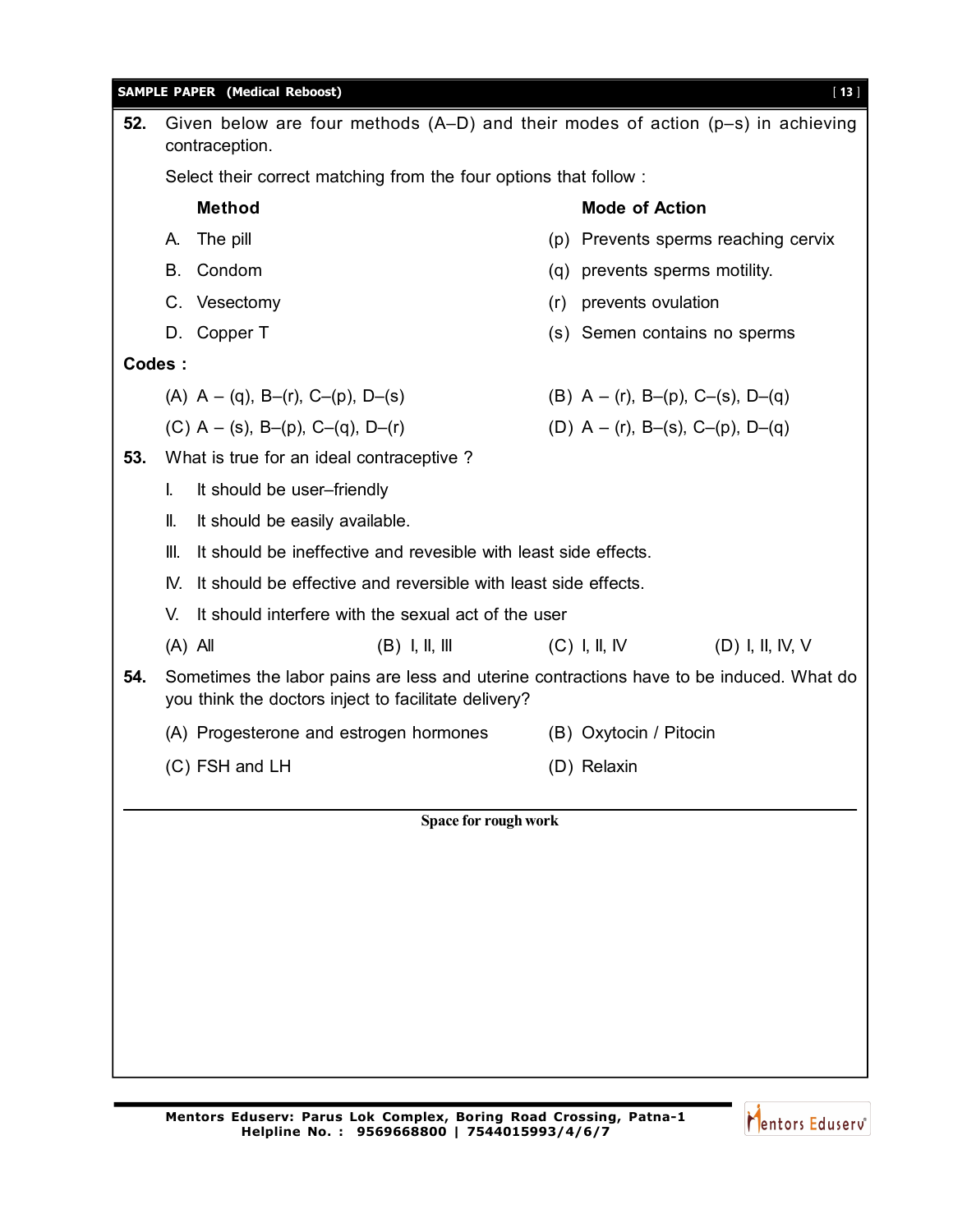**52.** Given below are four methods (A–D) and their modes of action (p–s) in achieving contraception.

Select their correct matching from the four options that follow :

| | **Method** | | **Mode of Action** |
|---|---|---|---|
| A. | The pill | (p) | Prevents sperms reaching cervix |
| B. | Condom | (q) | prevents sperms motility. |
| C. | Vesectomy | (r) | prevents ovulation |
| D. | Copper T | (s) | Semen contains no sperms |

**Codes :**

(A) A – (q), B–(r), C–(p), D–(s)

(B) A – (r), B–(p), C–(s), D–(q)

(C) A – (s), B–(p), C–(q), D–(r)

(D) A – (r), B–(s), C–(p), D–(q)

**53.** What is true for an ideal contraceptive ?

I. It should be user–friendly

II. It should be easily available.

III. It should be ineffective and revesible with least side effects.

IV. It should be effective and reversible with least side effects.

V. It should interfere with the sexual act of the user

(A) All

(B) I, II, III

(C) I, II, IV

(D) I, II, IV, V

**54.** Sometimes the labor pains are less and uterine contractions have to be induced. What do you think the doctors inject to facilitate delivery?

(A) Progesterone and estrogen hormones

(B) Oxytocin / Pitocin

(C) FSH and LH

(D) Relaxin

**Space for rough work**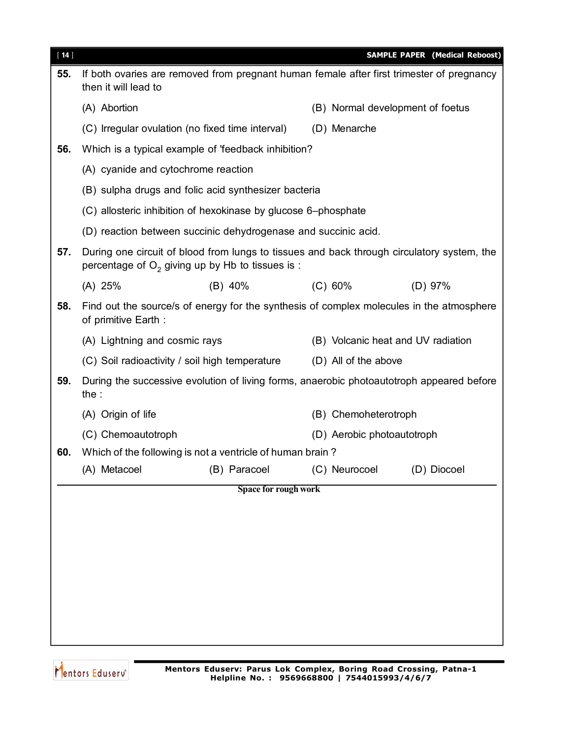**55.** If both ovaries are removed from pregnant human female after first trimester of pregnancy then it will lead to

(A) Abortion

(B) Normal development of foetus

(C) Irregular ovulation (no fixed time interval)

(D) Menarche

**56.** Which is a typical example of 'feedback inhibition?

(A) cyanide and cytochrome reaction

(B) sulpha drugs and folic acid synthesizer bacteria

(C) allosteric inhibition of hexokinase by glucose 6–phosphate

(D) reaction between succinic dehydrogenase and succinic acid.

**57.** During one circuit of blood from lungs to tissues and back through circulatory system, the percentage of $O_2$ giving up by Hb to tissues is :

(A) 25%

(B) 40%

(C) 60%

(D) 97%

**58.** Find out the source/s of energy for the synthesis of complex molecules in the atmosphere of primitive Earth :

(A) Lightning and cosmic rays

(B) Volcanic heat and UV radiation

(C) Soil radioactivity / soil high temperature

(D) All of the above

**59.** During the successive evolution of living forms, anaerobic photoautotroph appeared before the :

(A) Origin of life

(B) Chemoheterotroph

(C) Chemoautotroph

(D) Aerobic photoautotroph

**60.** Which of the following is not a ventricle of human brain ?

(A) Metacoel

(B) Paracoel

(C) Neurocoel

(D) Diocoel

**Space for rough work**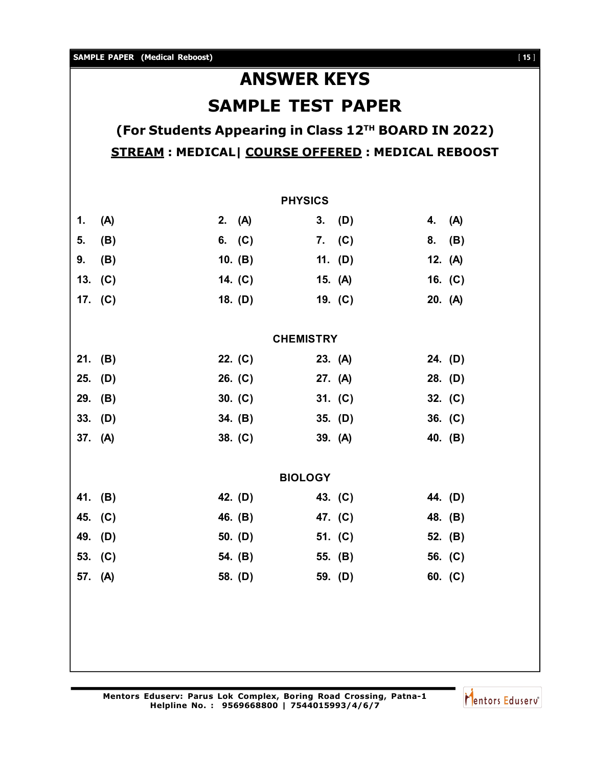# ANSWER KEYS

# SAMPLE TEST PAPER

### (For Students Appearing in Class 12TH BOARD IN 2022)

### STREAM : MEDICAL| COURSE OFFERED : MEDICAL REBOOST

**PHYSICS**

| | | | |
|---|---|---|---|
| 1. (A) | 2. (A) | 3. (D) | 4. (A) |
| 5. (B) | 6. (C) | 7. (C) | 8. (B) |
| 9. (B) | 10. (B) | 11. (D) | 12. (A) |
| 13. (C) | 14. (C) | 15. (A) | 16. (C) |
| 17. (C) | 18. (D) | 19. (C) | 20. (A) |

**CHEMISTRY**

| | | | |
|---|---|---|---|
| 21. (B) | 22. (C) | 23. (A) | 24. (D) |
| 25. (D) | 26. (C) | 27. (A) | 28. (D) |
| 29. (B) | 30. (C) | 31. (C) | 32. (C) |
| 33. (D) | 34. (B) | 35. (D) | 36. (C) |
| 37. (A) | 38. (C) | 39. (A) | 40. (B) |

**BIOLOGY**

| | | | |
|---|---|---|---|
| 41. (B) | 42. (D) | 43. (C) | 44. (D) |
| 45. (C) | 46. (B) | 47. (C) | 48. (B) |
| 49. (D) | 50. (D) | 51. (C) | 52. (B) |
| 53. (C) | 54. (B) | 55. (B) | 56. (C) |
| 57. (A) | 58. (D) | 59. (D) | 60. (C) |

**Mentors Eduserv: Parus Lok Complex, Boring Road Crossing, Patna-1**
**Helpline No. : 9569668800 | 7544015993/4/6/7**